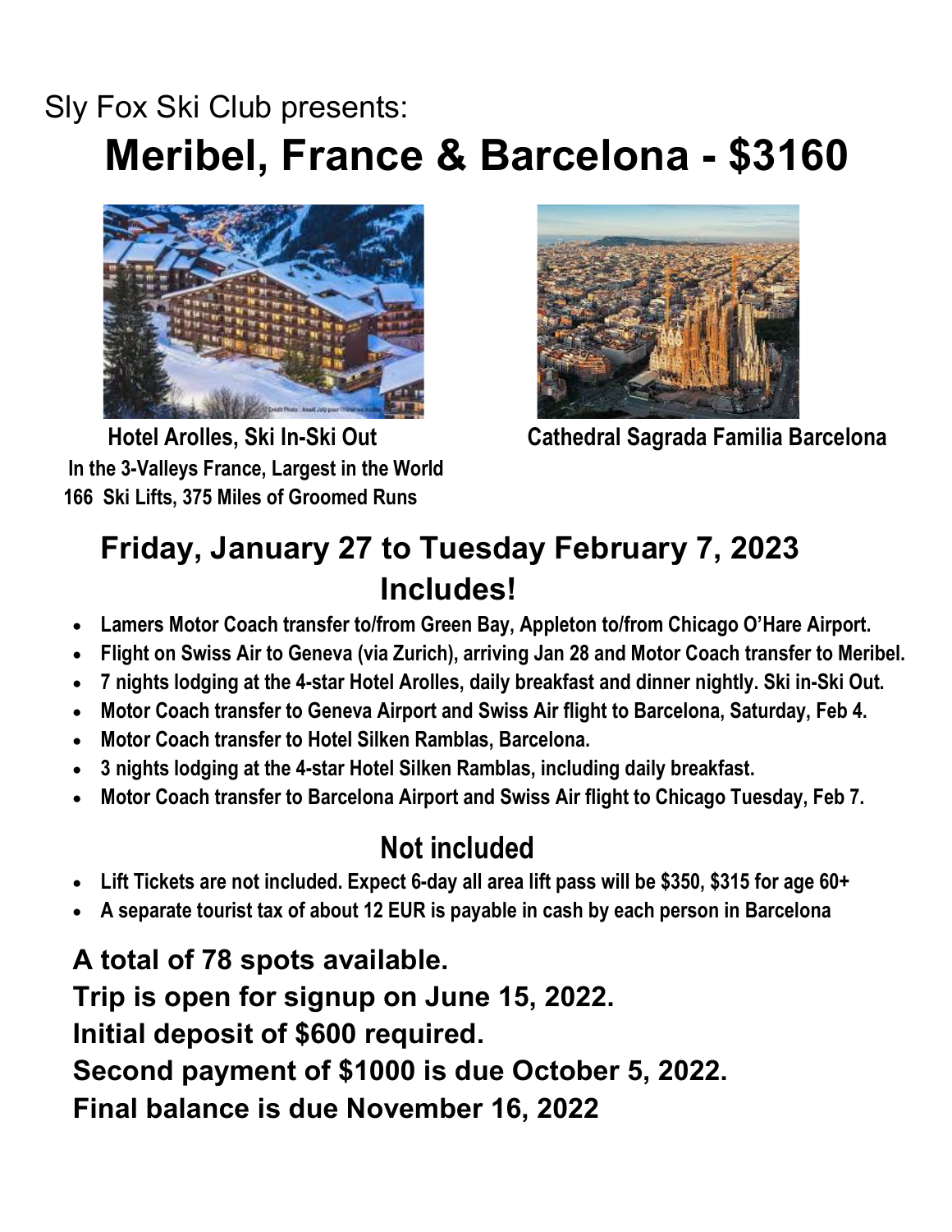Sly Fox Ski Club presents:

# Meribel, France & Barcelona - $3160

**Hotel Arolles, Ski In-Ski Out**
**In the 3-Valleys France, Largest in the World**
**166 Ski Lifts, 375 Miles of Groomed Runs**

**Cathedral Sagrada Familia Barcelona**

## Friday, January 27 to Tuesday February 7, 2023

## Includes!

- **Lamers Motor Coach transfer to/from Green Bay, Appleton to/from Chicago O'Hare Airport.**
- **Flight on Swiss Air to Geneva (via Zurich), arriving Jan 28 and Motor Coach transfer to Meribel.**
- **7 nights lodging at the 4-star Hotel Arolles, daily breakfast and dinner nightly. Ski in-Ski Out.**
- **Motor Coach transfer to Geneva Airport and Swiss Air flight to Barcelona, Saturday, Feb 4.**
- **Motor Coach transfer to Hotel Silken Ramblas, Barcelona.**
- **3 nights lodging at the 4-star Hotel Silken Ramblas, including daily breakfast.**
- **Motor Coach transfer to Barcelona Airport and Swiss Air flight to Chicago Tuesday, Feb 7.**

## Not included

- **Lift Tickets are not included. Expect 6-day all area lift pass will be $350, $315 for age 60+**
- **A separate tourist tax of about 12 EUR is payable in cash by each person in Barcelona**

**A total of 78 spots available.**
**Trip is open for signup on June 15, 2022.**
**Initial deposit of $600 required.**
**Second payment of $1000 is due October 5, 2022.**
**Final balance is due November 16, 2022**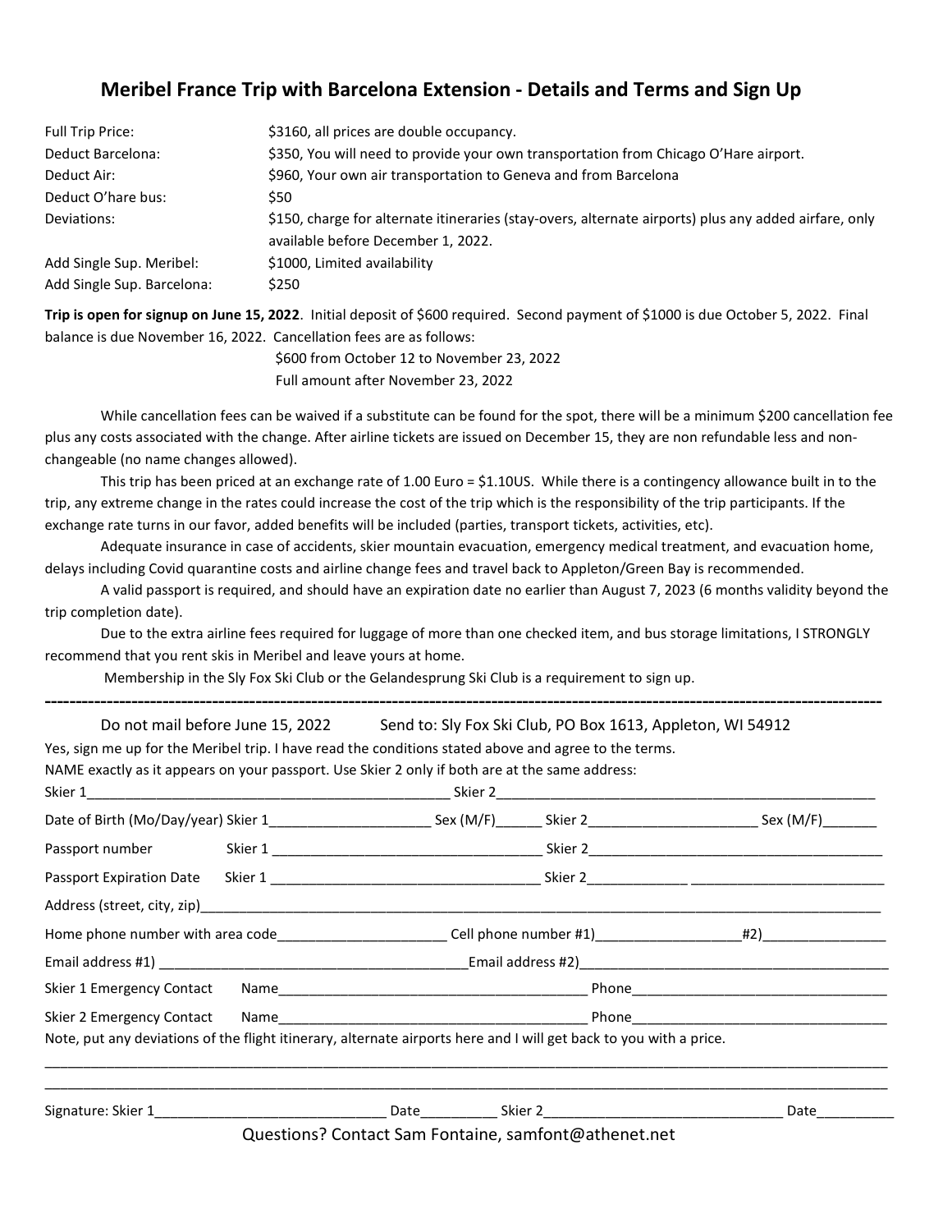# Meribel France Trip with Barcelona Extension - Details and Terms and Sign Up

| | |
|---|---|
| Full Trip Price: | $3160, all prices are double occupancy. |
| Deduct Barcelona: | $350, You will need to provide your own transportation from Chicago O'Hare airport. |
| Deduct Air: | $960, Your own air transportation to Geneva and from Barcelona |
| Deduct O'hare bus: | $50 |
| Deviations: | $150, charge for alternate itineraries (stay-overs, alternate airports) plus any added airfare, only available before December 1, 2022. |
| Add Single Sup. Meribel: | $1000, Limited availability |
| Add Single Sup. Barcelona: | $250 |

**Trip is open for signup on June 15, 2022**. Initial deposit of $600 required. Second payment of $1000 is due October 5, 2022. Final balance is due November 16, 2022. Cancellation fees are as follows:

$600 from October 12 to November 23, 2022
Full amount after November 23, 2022

While cancellation fees can be waived if a substitute can be found for the spot, there will be a minimum $200 cancellation fee plus any costs associated with the change. After airline tickets are issued on December 15, they are non refundable less and non-changeable (no name changes allowed).

This trip has been priced at an exchange rate of 1.00 Euro = $1.10US. While there is a contingency allowance built in to the trip, any extreme change in the rates could increase the cost of the trip which is the responsibility of the trip participants. If the exchange rate turns in our favor, added benefits will be included (parties, transport tickets, activities, etc).

Adequate insurance in case of accidents, skier mountain evacuation, emergency medical treatment, and evacuation home, delays including Covid quarantine costs and airline change fees and travel back to Appleton/Green Bay is recommended.

A valid passport is required, and should have an expiration date no earlier than August 7, 2023 (6 months validity beyond the trip completion date).

Due to the extra airline fees required for luggage of more than one checked item, and bus storage limitations, I STRONGLY recommend that you rent skis in Meribel and leave yours at home.

Membership in the Sly Fox Ski Club or the Gelandesprung Ski Club is a requirement to sign up.

---

Do not mail before June 15, 2022 Send to: Sly Fox Ski Club, PO Box 1613, Appleton, WI 54912

Yes, sign me up for the Meribel trip. I have read the conditions stated above and agree to the terms.

NAME exactly as it appears on your passport. Use Skier 2 only if both are at the same address:

Skier 1_______________________________________________ Skier 2_______________________________________________

Date of Birth (Mo/Day/year) Skier 1____________________ Sex (M/F)______ Skier 2______________________ Sex (M/F)_______

Passport number Skier 1 __________________________________ Skier 2______________________________________

Passport Expiration Date Skier 1 __________________________________ Skier 2____________ ________________________

Address (street, city, zip)_____________________________________________________________________________________

Home phone number with area code_____________________ Cell phone number #1)__________________#2)________________

Email address #1) ______________________________________Email address #2)_______________________________________

Skier 1 Emergency Contact Name________________________________________ Phone__________________________________

Skier 2 Emergency Contact Name________________________________________ Phone__________________________________

Note, put any deviations of the flight itinerary, alternate airports here and I will get back to you with a price.

_______________________________________________________________________________________________________________

_______________________________________________________________________________________________________________

Signature: Skier 1_____________________________ Date_________ Skier 2_______________________________ Date__________

Questions? Contact Sam Fontaine, samfont@athenet.net